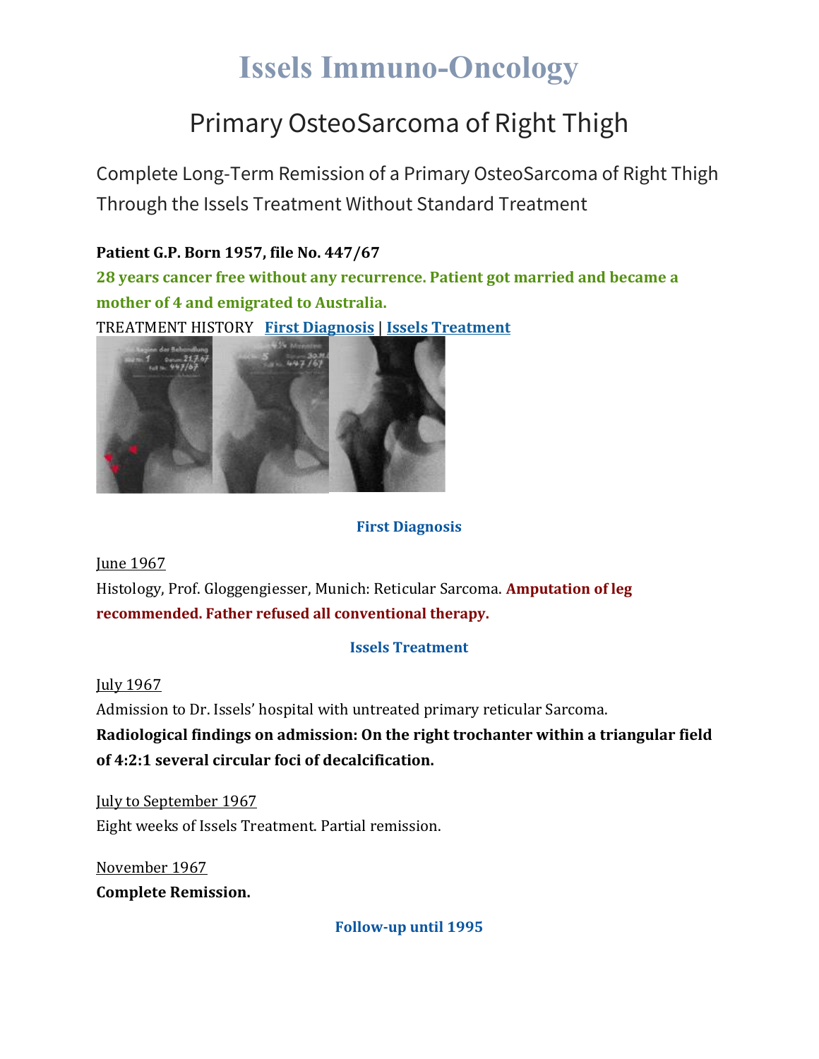# Issels Immuno-Oncology

## Primary OsteoSarcoma of Right Thigh

Complete Long-Term Remission of a Primary OsteoSarcoma of Right Thigh Through the Issels Treatment Without Standard Treatment

**Patient G.P. Born 1957, file No. 447/67**

**28 years cancer free without any recurrence. Patient got married and became a mother of 4 and emigrated to Australia.**

TREATMENT HISTORY **First Diagnosis** | **Issels Treatment**

### First Diagnosis

June 1967

Histology, Prof. Gloggengiesser, Munich: Reticular Sarcoma. **Amputation of leg recommended. Father refused all conventional therapy.**

### Issels Treatment

July 1967

Admission to Dr. Issels' hospital with untreated primary reticular Sarcoma.

**Radiological findings on admission: On the right trochanter within a triangular field of 4:2:1 several circular foci of decalcification.**

July to September 1967

Eight weeks of Issels Treatment. Partial remission.

November 1967

**Complete Remission.**

### Follow-up until 1995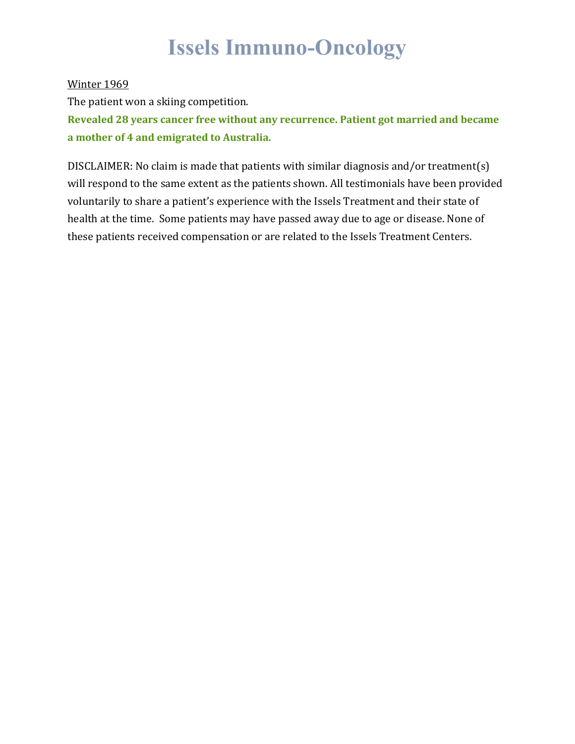# Issels Immuno-Oncology

<u>Winter 1969</u>

The patient won a skiing competition.

**Revealed 28 years cancer free without any recurrence. Patient got married and became a mother of 4 and emigrated to Australia.**

DISCLAIMER: No claim is made that patients with similar diagnosis and/or treatment(s) will respond to the same extent as the patients shown. All testimonials have been provided voluntarily to share a patient's experience with the Issels Treatment and their state of health at the time. Some patients may have passed away due to age or disease. None of these patients received compensation or are related to the Issels Treatment Centers.